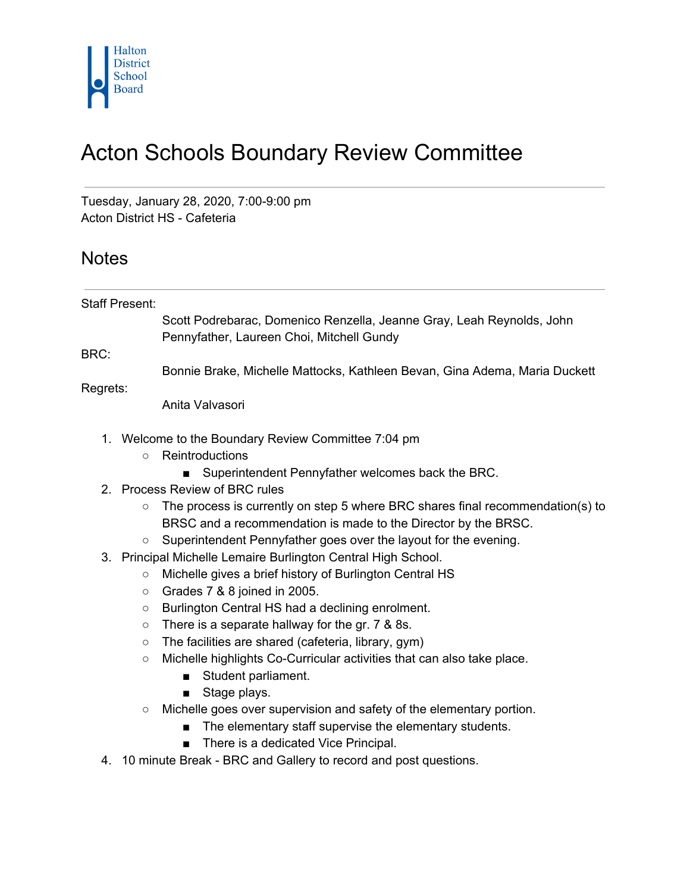Halton District School Board

# Acton Schools Boundary Review Committee

Tuesday, January 28, 2020, 7:00-9:00 pm
Acton District HS - Cafeteria

## Notes

Staff Present:
Scott Podrebarac, Domenico Renzella, Jeanne Gray, Leah Reynolds, John Pennyfather, Laureen Choi, Mitchell Gundy

BRC:
Bonnie Brake, Michelle Mattocks, Kathleen Bevan, Gina Adema, Maria Duckett

Regrets:
Anita Valvasori

1. Welcome to the Boundary Review Committee 7:04 pm
    - Reintroductions
        - Superintendent Pennyfather welcomes back the BRC.
2. Process Review of BRC rules
    - The process is currently on step 5 where BRC shares final recommendation(s) to BRSC and a recommendation is made to the Director by the BRSC.
    - Superintendent Pennyfather goes over the layout for the evening.
3. Principal Michelle Lemaire Burlington Central High School.
    - Michelle gives a brief history of Burlington Central HS
    - Grades 7 & 8 joined in 2005.
    - Burlington Central HS had a declining enrolment.
    - There is a separate hallway for the gr. 7 & 8s.
    - The facilities are shared (cafeteria, library, gym)
    - Michelle highlights Co-Curricular activities that can also take place.
        - Student parliament.
        - Stage plays.
    - Michelle goes over supervision and safety of the elementary portion.
        - The elementary staff supervise the elementary students.
        - There is a dedicated Vice Principal.
4. 10 minute Break - BRC and Gallery to record and post questions.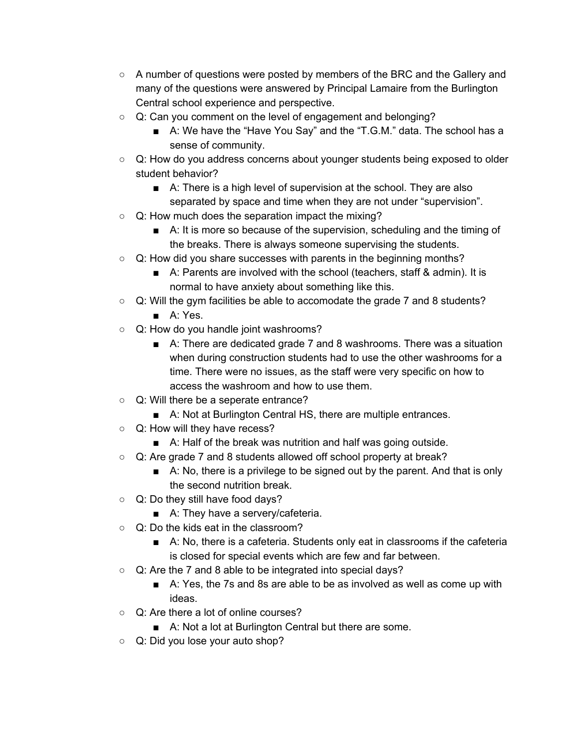- A number of questions were posted by members of the BRC and the Gallery and many of the questions were answered by Principal Lamaire from the Burlington Central school experience and perspective.
- Q: Can you comment on the level of engagement and belonging?
  - A: We have the "Have You Say" and the "T.G.M." data. The school has a sense of community.
- Q: How do you address concerns about younger students being exposed to older student behavior?
  - A: There is a high level of supervision at the school. They are also separated by space and time when they are not under "supervision".
- Q: How much does the separation impact the mixing?
  - A: It is more so because of the supervision, scheduling and the timing of the breaks. There is always someone supervising the students.
- Q: How did you share successes with parents in the beginning months?
  - A: Parents are involved with the school (teachers, staff & admin). It is normal to have anxiety about something like this.
- Q: Will the gym facilities be able to accomodate the grade 7 and 8 students?
  - A: Yes.
- Q: How do you handle joint washrooms?
  - A: There are dedicated grade 7 and 8 washrooms. There was a situation when during construction students had to use the other washrooms for a time. There were no issues, as the staff were very specific on how to access the washroom and how to use them.
- Q: Will there be a seperate entrance?
  - A: Not at Burlington Central HS, there are multiple entrances.
- Q: How will they have recess?
  - A: Half of the break was nutrition and half was going outside.
- Q: Are grade 7 and 8 students allowed off school property at break?
  - A: No, there is a privilege to be signed out by the parent. And that is only the second nutrition break.
- Q: Do they still have food days?
  - A: They have a servery/cafeteria.
- Q: Do the kids eat in the classroom?
  - A: No, there is a cafeteria. Students only eat in classrooms if the cafeteria is closed for special events which are few and far between.
- Q: Are the 7 and 8 able to be integrated into special days?
  - A: Yes, the 7s and 8s are able to be as involved as well as come up with ideas.
- Q: Are there a lot of online courses?
  - A: Not a lot at Burlington Central but there are some.
- Q: Did you lose your auto shop?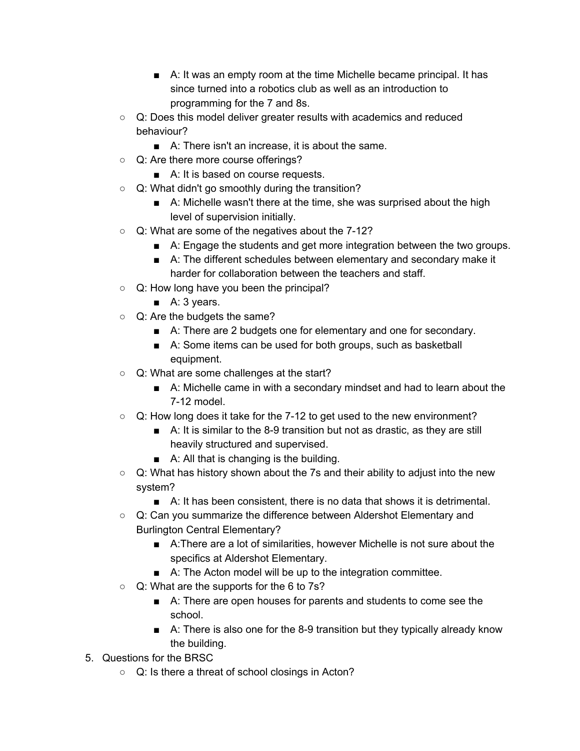- A: It was an empty room at the time Michelle became principal. It has since turned into a robotics club as well as an introduction to programming for the 7 and 8s.
    - Q: Does this model deliver greater results with academics and reduced behaviour?
        - A: There isn't an increase, it is about the same.
    - Q: Are there more course offerings?
        - A: It is based on course requests.
    - Q: What didn't go smoothly during the transition?
        - A: Michelle wasn't there at the time, she was surprised about the high level of supervision initially.
    - Q: What are some of the negatives about the 7-12?
        - A: Engage the students and get more integration between the two groups.
        - A: The different schedules between elementary and secondary make it harder for collaboration between the teachers and staff.
    - Q: How long have you been the principal?
        - A: 3 years.
    - Q: Are the budgets the same?
        - A: There are 2 budgets one for elementary and one for secondary.
        - A: Some items can be used for both groups, such as basketball equipment.
    - Q: What are some challenges at the start?
        - A: Michelle came in with a secondary mindset and had to learn about the 7-12 model.
    - Q: How long does it take for the 7-12 to get used to the new environment?
        - A: It is similar to the 8-9 transition but not as drastic, as they are still heavily structured and supervised.
        - A: All that is changing is the building.
    - Q: What has history shown about the 7s and their ability to adjust into the new system?
        - A: It has been consistent, there is no data that shows it is detrimental.
    - Q: Can you summarize the difference between Aldershot Elementary and Burlington Central Elementary?
        - A:There are a lot of similarities, however Michelle is not sure about the specifics at Aldershot Elementary.
        - A: The Acton model will be up to the integration committee.
    - Q: What are the supports for the 6 to 7s?
        - A: There are open houses for parents and students to come see the school.
        - A: There is also one for the 8-9 transition but they typically already know the building.

5. Questions for the BRSC
    - Q: Is there a threat of school closings in Acton?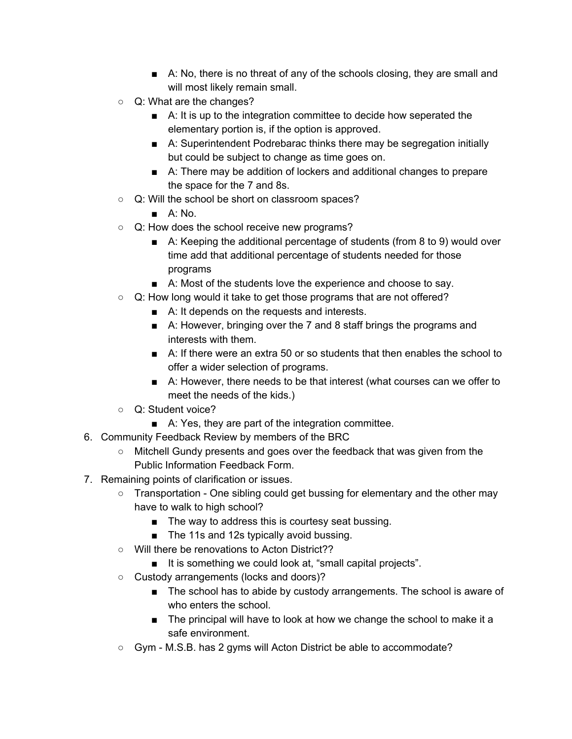- A: No, there is no threat of any of the schools closing, they are small and will most likely remain small.
    - Q: What are the changes?
        - A: It is up to the integration committee to decide how seperated the elementary portion is, if the option is approved.
        - A: Superintendent Podrebarac thinks there may be segregation initially but could be subject to change as time goes on.
        - A: There may be addition of lockers and additional changes to prepare the space for the 7 and 8s.
    - Q: Will the school be short on classroom spaces?
        - A: No.
    - Q: How does the school receive new programs?
        - A: Keeping the additional percentage of students (from 8 to 9) would over time add that additional percentage of students needed for those programs
        - A: Most of the students love the experience and choose to say.
    - Q: How long would it take to get those programs that are not offered?
        - A: It depends on the requests and interests.
        - A: However, bringing over the 7 and 8 staff brings the programs and interests with them.
        - A: If there were an extra 50 or so students that then enables the school to offer a wider selection of programs.
        - A: However, there needs to be that interest (what courses can we offer to meet the needs of the kids.)
    - Q: Student voice?
        - A: Yes, they are part of the integration committee.
6. Community Feedback Review by members of the BRC
    - Mitchell Gundy presents and goes over the feedback that was given from the Public Information Feedback Form.
7. Remaining points of clarification or issues.
    - Transportation - One sibling could get bussing for elementary and the other may have to walk to high school?
        - The way to address this is courtesy seat bussing.
        - The 11s and 12s typically avoid bussing.
    - Will there be renovations to Acton District??
        - It is something we could look at, “small capital projects”.
    - Custody arrangements (locks and doors)?
        - The school has to abide by custody arrangements. The school is aware of who enters the school.
        - The principal will have to look at how we change the school to make it a safe environment.
    - Gym - M.S.B. has 2 gyms will Acton District be able to accommodate?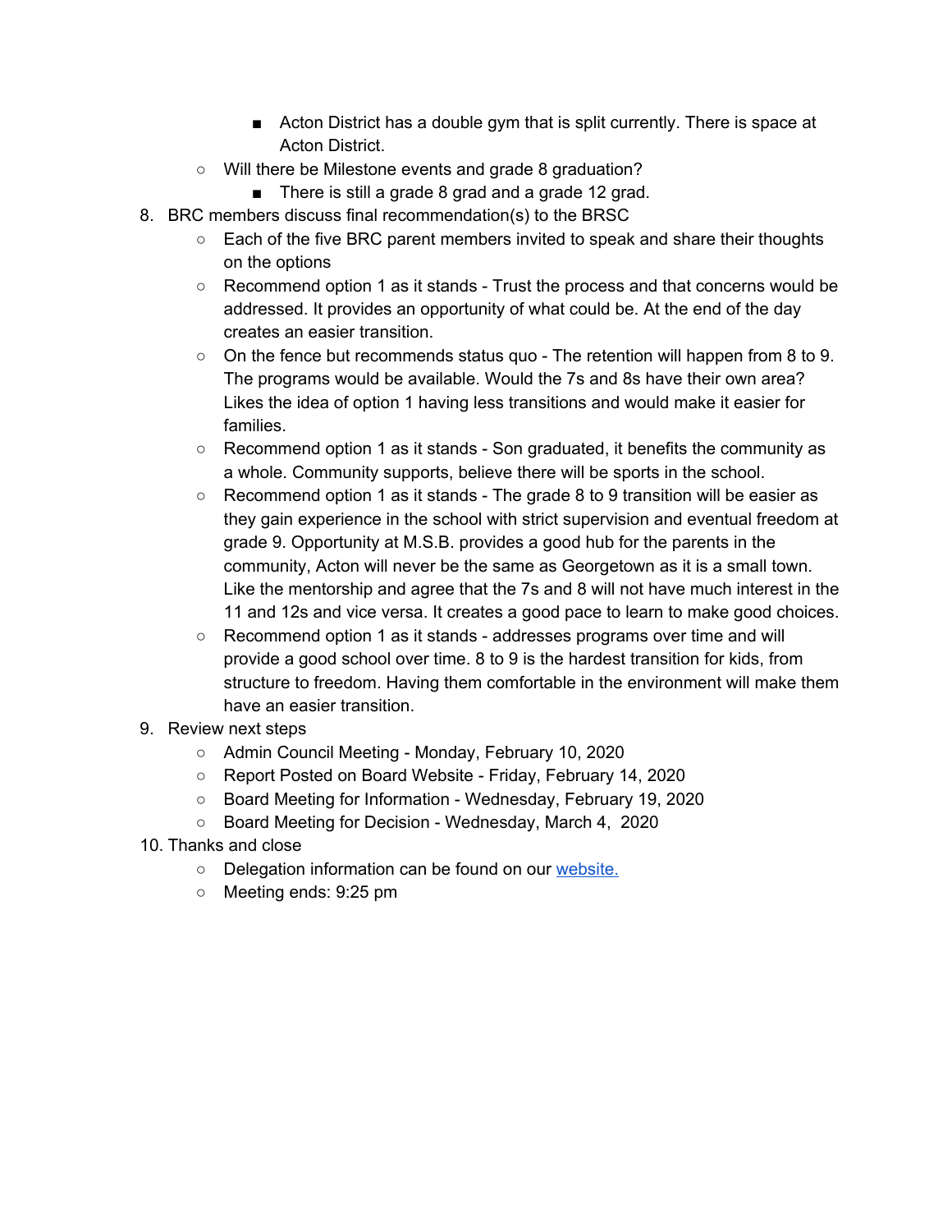- Acton District has a double gym that is split currently. There is space at Acton District.
    - Will there be Milestone events and grade 8 graduation?
        - There is still a grade 8 grad and a grade 12 grad.

8. BRC members discuss final recommendation(s) to the BRSC
    - Each of the five BRC parent members invited to speak and share their thoughts on the options
    - Recommend option 1 as it stands - Trust the process and that concerns would be addressed. It provides an opportunity of what could be. At the end of the day creates an easier transition.
    - On the fence but recommends status quo - The retention will happen from 8 to 9. The programs would be available. Would the 7s and 8s have their own area? Likes the idea of option 1 having less transitions and would make it easier for families.
    - Recommend option 1 as it stands - Son graduated, it benefits the community as a whole. Community supports, believe there will be sports in the school.
    - Recommend option 1 as it stands - The grade 8 to 9 transition will be easier as they gain experience in the school with strict supervision and eventual freedom at grade 9. Opportunity at M.S.B. provides a good hub for the parents in the community, Acton will never be the same as Georgetown as it is a small town. Like the mentorship and agree that the 7s and 8 will not have much interest in the 11 and 12s and vice versa. It creates a good pace to learn to make good choices.
    - Recommend option 1 as it stands - addresses programs over time and will provide a good school over time. 8 to 9 is the hardest transition for kids, from structure to freedom. Having them comfortable in the environment will make them have an easier transition.
9. Review next steps
    - Admin Council Meeting - Monday, February 10, 2020
    - Report Posted on Board Website - Friday, February 14, 2020
    - Board Meeting for Information - Wednesday, February 19, 2020
    - Board Meeting for Decision - Wednesday, March 4, 2020
10. Thanks and close
    - Delegation information can be found on our website.
    - Meeting ends: 9:25 pm